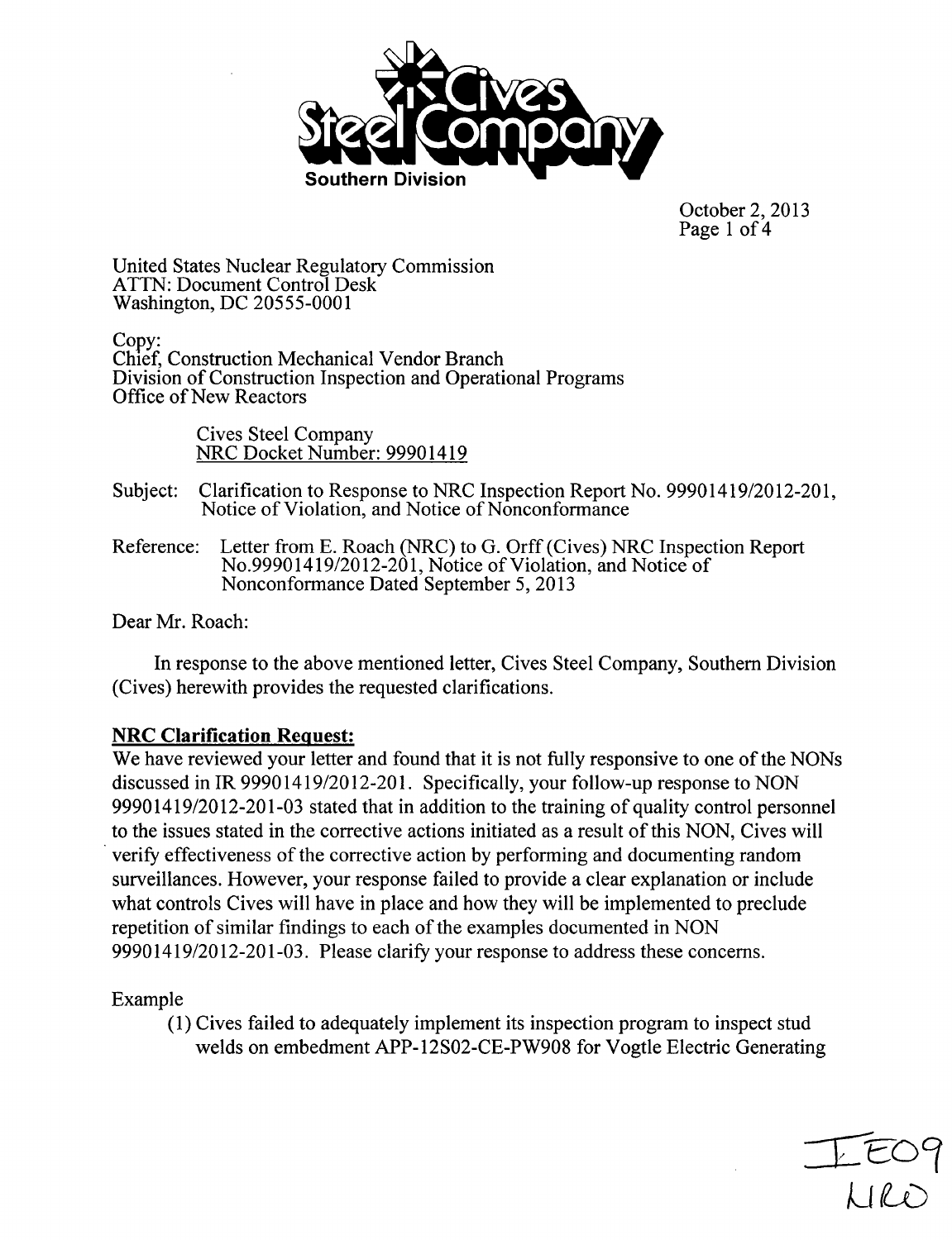**Cives Steel Company**
**Southern Division**

October 2, 2013

United States Nuclear Regulatory Commission
ATTN: Document Control Desk
Washington, DC 20555-0001

Copy:
Chief, Construction Mechanical Vendor Branch
Division of Construction Inspection and Operational Programs
Office of New Reactors

Cives Steel Company
NRC Docket Number: 99901419

Subject: Clarification to Response to NRC Inspection Report No. 99901419/2012-201, Notice of Violation, and Notice of Nonconformance

Reference: Letter from E. Roach (NRC) to G. Orff (Cives) NRC Inspection Report No.99901419/2012-201, Notice of Violation, and Notice of Nonconformance Dated September 5, 2013

Dear Mr. Roach:

In response to the above mentioned letter, Cives Steel Company, Southern Division (Cives) herewith provides the requested clarifications.

**NRC Clarification Request:**

We have reviewed your letter and found that it is not fully responsive to one of the NONs discussed in IR 99901419/2012-201. Specifically, your follow-up response to NON 99901419/2012-201-03 stated that in addition to the training of quality control personnel to the issues stated in the corrective actions initiated as a result of this NON, Cives will verify effectiveness of the corrective action by performing and documenting random surveillances. However, your response failed to provide a clear explanation or include what controls Cives will have in place and how they will be implemented to preclude repetition of similar findings to each of the examples documented in NON 99901419/2012-201-03. Please clarify your response to address these concerns.

Example

(1) Cives failed to adequately implement its inspection program to inspect stud welds on embedment APP-12S02-CE-PW908 for Vogtle Electric Generating

IE09
NRO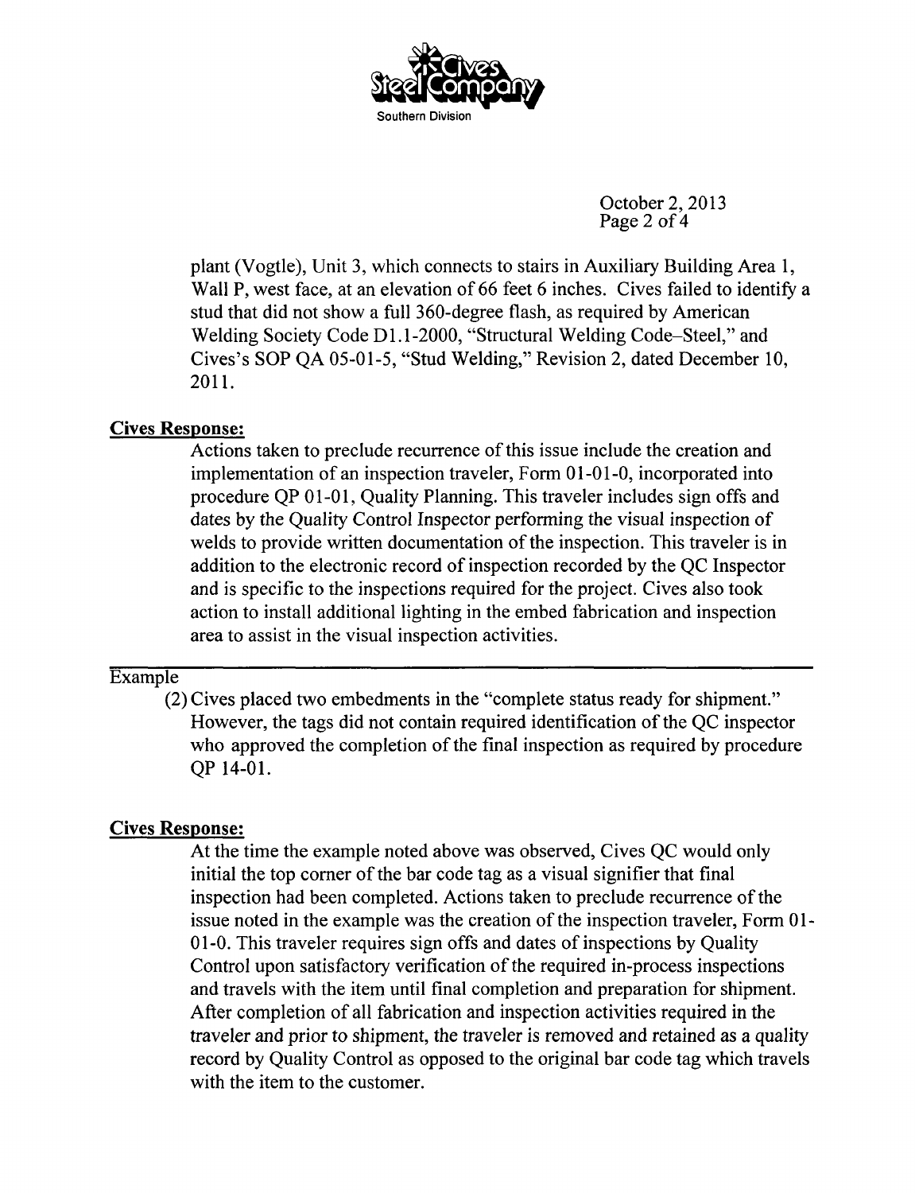plant (Vogtle), Unit 3, which connects to stairs in Auxiliary Building Area 1, Wall P, west face, at an elevation of 66 feet 6 inches. Cives failed to identify a stud that did not show a full 360-degree flash, as required by American Welding Society Code D1.1-2000, "Structural Welding Code–Steel," and Cives's SOP QA 05-01-5, "Stud Welding," Revision 2, dated December 10, 2011.

**Cives Response:**

Actions taken to preclude recurrence of this issue include the creation and implementation of an inspection traveler, Form 01-01-0, incorporated into procedure QP 01-01, Quality Planning. This traveler includes sign offs and dates by the Quality Control Inspector performing the visual inspection of welds to provide written documentation of the inspection. This traveler is in addition to the electronic record of inspection recorded by the QC Inspector and is specific to the inspections required for the project. Cives also took action to install additional lighting in the embed fabrication and inspection area to assist in the visual inspection activities.

---

Example

(2) Cives placed two embedments in the "complete status ready for shipment." However, the tags did not contain required identification of the QC inspector who approved the completion of the final inspection as required by procedure QP 14-01.

**Cives Response:**

At the time the example noted above was observed, Cives QC would only initial the top corner of the bar code tag as a visual signifier that final inspection had been completed. Actions taken to preclude recurrence of the issue noted in the example was the creation of the inspection traveler, Form 01-01-0. This traveler requires sign offs and dates of inspections by Quality Control upon satisfactory verification of the required in-process inspections and travels with the item until final completion and preparation for shipment. After completion of all fabrication and inspection activities required in the traveler and prior to shipment, the traveler is removed and retained as a quality record by Quality Control as opposed to the original bar code tag which travels with the item to the customer.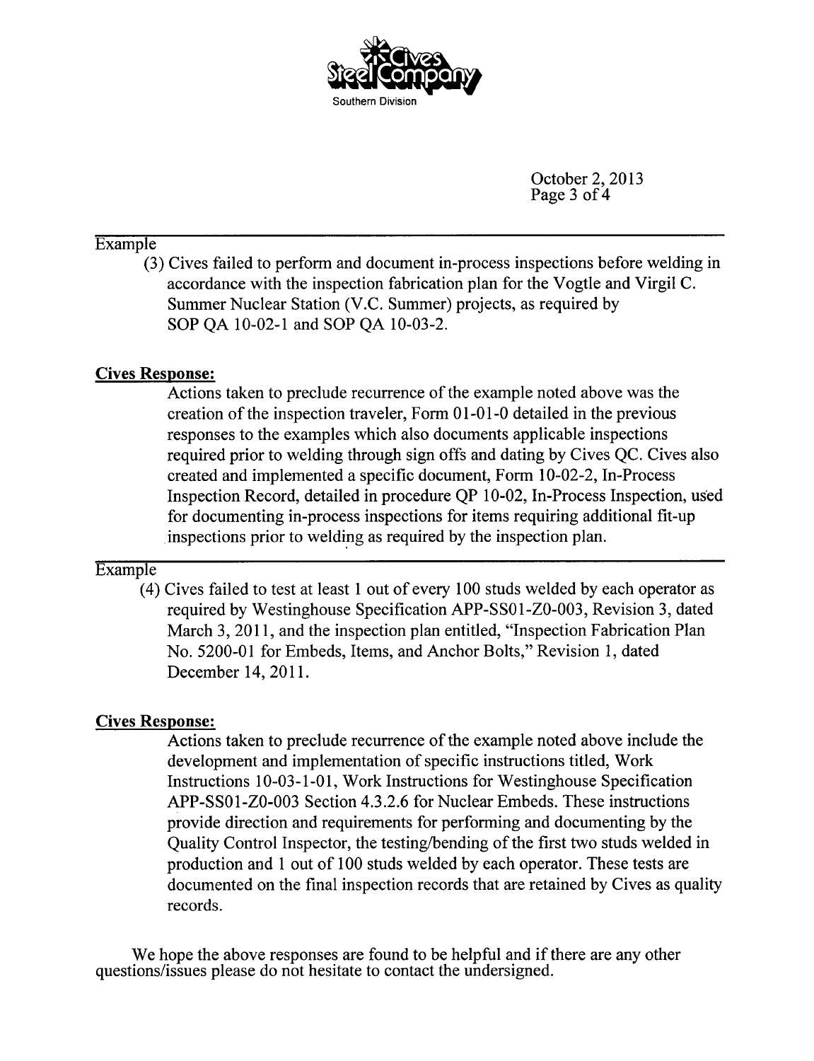October 2, 2013

Example

(3) Cives failed to perform and document in-process inspections before welding in accordance with the inspection fabrication plan for the Vogtle and Virgil C. Summer Nuclear Station (V.C. Summer) projects, as required by SOP QA 10-02-1 and SOP QA 10-03-2.

**Cives Response:**

Actions taken to preclude recurrence of the example noted above was the creation of the inspection traveler, Form 01-01-0 detailed in the previous responses to the examples which also documents applicable inspections required prior to welding through sign offs and dating by Cives QC. Cives also created and implemented a specific document, Form 10-02-2, In-Process Inspection Record, detailed in procedure QP 10-02, In-Process Inspection, used for documenting in-process inspections for items requiring additional fit-up inspections prior to welding as required by the inspection plan.

Example

(4) Cives failed to test at least 1 out of every 100 studs welded by each operator as required by Westinghouse Specification APP-SS01-Z0-003, Revision 3, dated March 3, 2011, and the inspection plan entitled, "Inspection Fabrication Plan No. 5200-01 for Embeds, Items, and Anchor Bolts," Revision 1, dated December 14, 2011.

**Cives Response:**

Actions taken to preclude recurrence of the example noted above include the development and implementation of specific instructions titled, Work Instructions 10-03-1-01, Work Instructions for Westinghouse Specification APP-SS01-Z0-003 Section 4.3.2.6 for Nuclear Embeds. These instructions provide direction and requirements for performing and documenting by the Quality Control Inspector, the testing/bending of the first two studs welded in production and 1 out of 100 studs welded by each operator. These tests are documented on the final inspection records that are retained by Cives as quality records.

We hope the above responses are found to be helpful and if there are any other questions/issues please do not hesitate to contact the undersigned.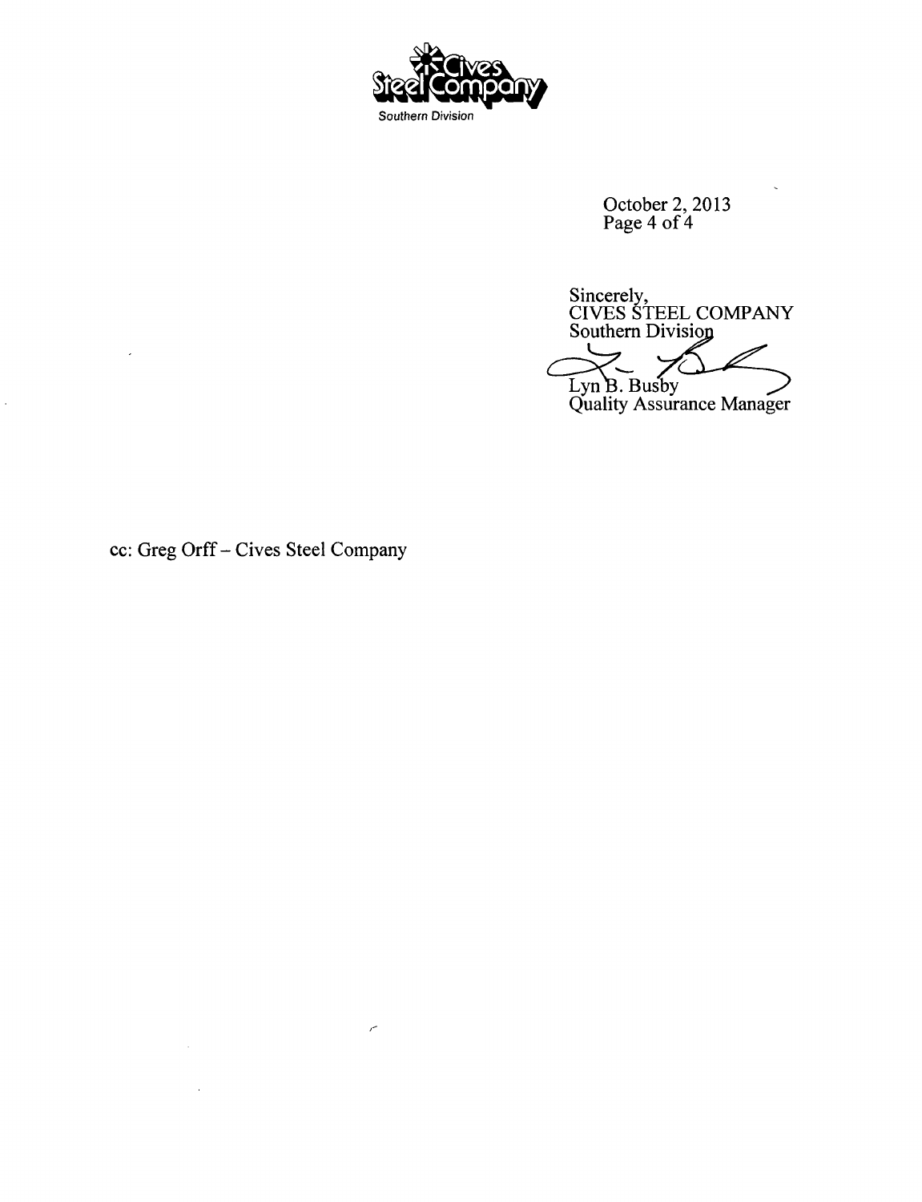Cives Steel Company
Southern Division

October 2, 2013

Sincerely,
CIVES STEEL COMPANY
Southern Division

Lyn B. Busby
Quality Assurance Manager

cc: Greg Orff – Cives Steel Company